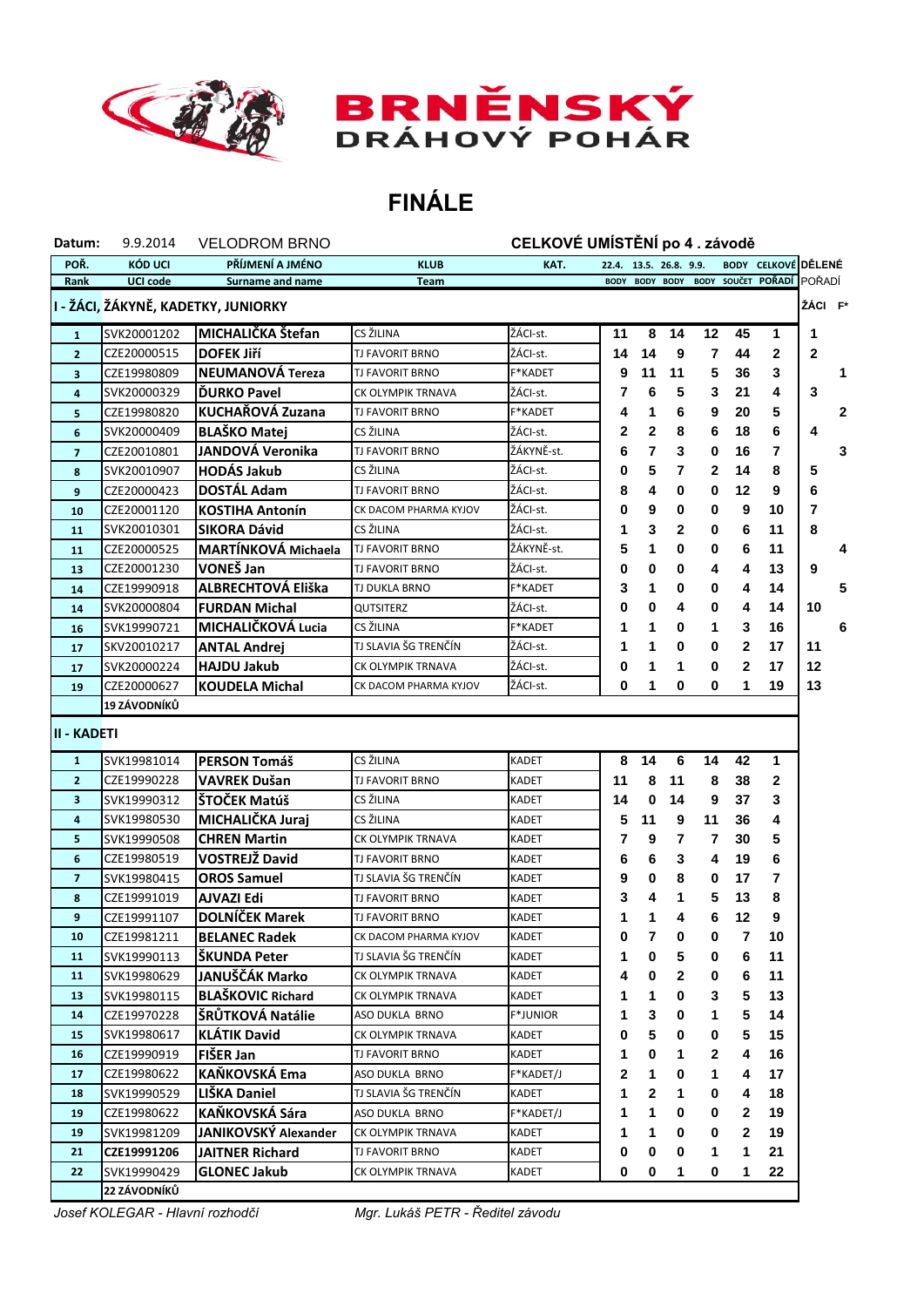# BRNĚNSKÝ DRÁHOVÝ POHÁR

## FINÁLE

**Datum:** 9.9.2014 VELODROM BRNO **CELKOVÉ UMÍSTĚNÍ po 4 . závodě**

| POŘ. Rank | KÓD UCI UCI code | PŘÍJMENÍ A JMÉNO Surname and name | KLUB Team | KAT. | 22.4. BODY | 13.5. BODY | 26.8. BODY | 9.9. BODY | BODY SOUČET | CELKOVÉ POŘADÍ | DĚLENÉ POŘADÍ ŽÁCI | F* |
|---|---|---|---|---|---|---|---|---|---|---|---|---|
| **I - ŽÁCI, ŽÁKYNĚ, KADETKY, JUNIORKY** | | | | | | | | | | | | |
| 1 | SVK20001202 | **MICHALIČKA Štefan** | CS ŽILINA | ŽÁCI-st. | 11 | 8 | 14 | 12 | 45 | 1 | 1 | |
| 2 | CZE20000515 | **DOFEK Jiří** | TJ FAVORIT BRNO | ŽÁCI-st. | 14 | 14 | 9 | 7 | 44 | 2 | 2 | |
| 3 | CZE19980809 | **NEUMANOVÁ Tereza** | TJ FAVORIT BRNO | F*KADET | 9 | 11 | 11 | 5 | 36 | 3 | | 1 |
| 4 | SVK20000329 | **ĎURKO Pavel** | CK OLYMPIK TRNAVA | ŽÁCI-st. | 7 | 6 | 5 | 3 | 21 | 4 | 3 | |
| 5 | CZE19980820 | **KUCHAŘOVÁ Zuzana** | TJ FAVORIT BRNO | F*KADET | 4 | 1 | 6 | 9 | 20 | 5 | | 2 |
| 6 | SVK20000409 | **BLAŠKO Matej** | CS ŽILINA | ŽÁCI-st. | 2 | 2 | 8 | 6 | 18 | 6 | 4 | |
| 7 | CZE20010801 | **JANDOVÁ Veronika** | TJ FAVORIT BRNO | ŽÁKYNĚ-st. | 6 | 7 | 3 | 0 | 16 | 7 | | 3 |
| 8 | SVK20010907 | **HODÁS Jakub** | CS ŽILINA | ŽÁCI-st. | 0 | 5 | 7 | 2 | 14 | 8 | 5 | |
| 9 | CZE20000423 | **DOSTÁL Adam** | TJ FAVORIT BRNO | ŽÁCI-st. | 8 | 4 | 0 | 0 | 12 | 9 | 6 | |
| 10 | CZE20001120 | **KOSTIHA Antonín** | CK DACOM PHARMA KYJOV | ŽÁCI-st. | 0 | 9 | 0 | 0 | 9 | 10 | 7 | |
| 11 | SVK20010301 | **SIKORA Dávid** | CS ŽILINA | ŽÁCI-st. | 1 | 3 | 2 | 0 | 6 | 11 | 8 | |
| 11 | CZE20000525 | **MARTÍNKOVÁ Michaela** | TJ FAVORIT BRNO | ŽÁKYNĚ-st. | 5 | 1 | 0 | 0 | 6 | 11 | | 4 |
| 13 | CZE20001230 | **VONEŠ Jan** | TJ FAVORIT BRNO | ŽÁCI-st. | 0 | 0 | 0 | 4 | 4 | 13 | 9 | |
| 14 | CZE19990918 | **ALBRECHTOVÁ Eliška** | TJ DUKLA BRNO | F*KADET | 3 | 1 | 0 | 0 | 4 | 14 | | 5 |
| 14 | SVK20000804 | **FURDAN Michal** | QUTSITERZ | ŽÁCI-st. | 0 | 0 | 4 | 0 | 4 | 14 | 10 | |
| 16 | SVK19990721 | **MICHALIČKOVÁ Lucia** | CS ŽILINA | F*KADET | 1 | 1 | 0 | 1 | 3 | 16 | | 6 |
| 17 | SKV20010217 | **ANTAL Andrej** | TJ SLAVIA ŠG TRENČÍN | ŽÁCI-st. | 1 | 1 | 0 | 0 | 2 | 17 | 11 | |
| 17 | SVK20000224 | **HAJDU Jakub** | CK OLYMPIK TRNAVA | ŽÁCI-st. | 0 | 1 | 1 | 0 | 2 | 17 | 12 | |
| 19 | CZE20000627 | **KOUDELA Michal** | CK DACOM PHARMA KYJOV | ŽÁCI-st. | 0 | 1 | 0 | 0 | 1 | 19 | 13 | |
| | 19 ZÁVODNÍKŮ | | | | | | | | | | | |
| **II - KADETI** | | | | | | | | | | | | |
| 1 | SVK19981014 | **PERSON Tomáš** | CS ŽILINA | KADET | 8 | 14 | 6 | 14 | 42 | 1 | | |
| 2 | CZE19990228 | **VAVREK Dušan** | TJ FAVORIT BRNO | KADET | 11 | 8 | 11 | 8 | 38 | 2 | | |
| 3 | SVK19990312 | **ŠTOČEK Matúš** | CS ŽILINA | KADET | 14 | 0 | 14 | 9 | 37 | 3 | | |
| 4 | SVK19980530 | **MICHALIČKA Juraj** | CS ŽILINA | KADET | 5 | 11 | 9 | 11 | 36 | 4 | | |
| 5 | SVK19990508 | **CHREN Martin** | CK OLYMPIK TRNAVA | KADET | 7 | 9 | 7 | 7 | 30 | 5 | | |
| 6 | CZE19980519 | **VOSTREJŽ David** | TJ FAVORIT BRNO | KADET | 6 | 6 | 3 | 4 | 19 | 6 | | |
| 7 | SVK19980415 | **OROS Samuel** | TJ SLAVIA ŠG TRENČÍN | KADET | 9 | 0 | 8 | 0 | 17 | 7 | | |
| 8 | CZE19991019 | **AJVAZI Edi** | TJ FAVORIT BRNO | KADET | 3 | 4 | 1 | 5 | 13 | 8 | | |
| 9 | CZE19991107 | **DOLNÍČEK Marek** | TJ FAVORIT BRNO | KADET | 1 | 1 | 4 | 6 | 12 | 9 | | |
| 10 | CZE19981211 | **BELANEC Radek** | CK DACOM PHARMA KYJOV | KADET | 0 | 7 | 0 | 0 | 7 | 10 | | |
| 11 | SVK19990113 | **ŠKUNDA Peter** | TJ SLAVIA ŠG TRENČÍN | KADET | 1 | 0 | 5 | 0 | 6 | 11 | | |
| 11 | SVK19980629 | **JANUŠČÁK Marko** | CK OLYMPIK TRNAVA | KADET | 4 | 0 | 2 | 0 | 6 | 11 | | |
| 13 | SVK19980115 | **BLAŠKOVIC Richard** | CK OLYMPIK TRNAVA | KADET | 1 | 1 | 0 | 3 | 5 | 13 | | |
| 14 | CZE19970228 | **ŠRŮTKOVÁ Natálie** | ASO DUKLA BRNO | F*JUNIOR | 1 | 3 | 0 | 1 | 5 | 14 | | |
| 15 | SVK19980617 | **KLÁTIK David** | CK OLYMPIK TRNAVA | KADET | 0 | 5 | 0 | 0 | 5 | 15 | | |
| 16 | CZE19990919 | **FIŠER Jan** | TJ FAVORIT BRNO | KADET | 1 | 0 | 1 | 2 | 4 | 16 | | |
| 17 | CZE19980622 | **KAŇKOVSKÁ Ema** | ASO DUKLA BRNO | F*KADET/J | 2 | 1 | 0 | 1 | 4 | 17 | | |
| 18 | SVK19990529 | **LIŠKA Daniel** | TJ SLAVIA ŠG TRENČÍN | KADET | 1 | 2 | 1 | 0 | 4 | 18 | | |
| 19 | CZE19980622 | **KAŇKOVSKÁ Sára** | ASO DUKLA BRNO | F*KADET/J | 1 | 1 | 0 | 0 | 2 | 19 | | |
| 19 | SVK19981209 | **JANIKOVSKÝ Alexander** | CK OLYMPIK TRNAVA | KADET | 1 | 1 | 0 | 0 | 2 | 19 | | |
| 21 | **CZE19991206** | **JAITNER Richard** | TJ FAVORIT BRNO | KADET | 0 | 0 | 0 | 1 | 1 | 21 | | |
| 22 | SVK19990429 | **GLONEC Jakub** | CK OLYMPIK TRNAVA | KADET | 0 | 0 | 1 | 0 | 1 | 22 | | |
| | 22 ZÁVODNÍKŮ | | | | | | | | | | | |

*Josef KOLEGAR - Hlavní rozhodčí* *Mgr. Lukáš PETR - Ředitel závodu*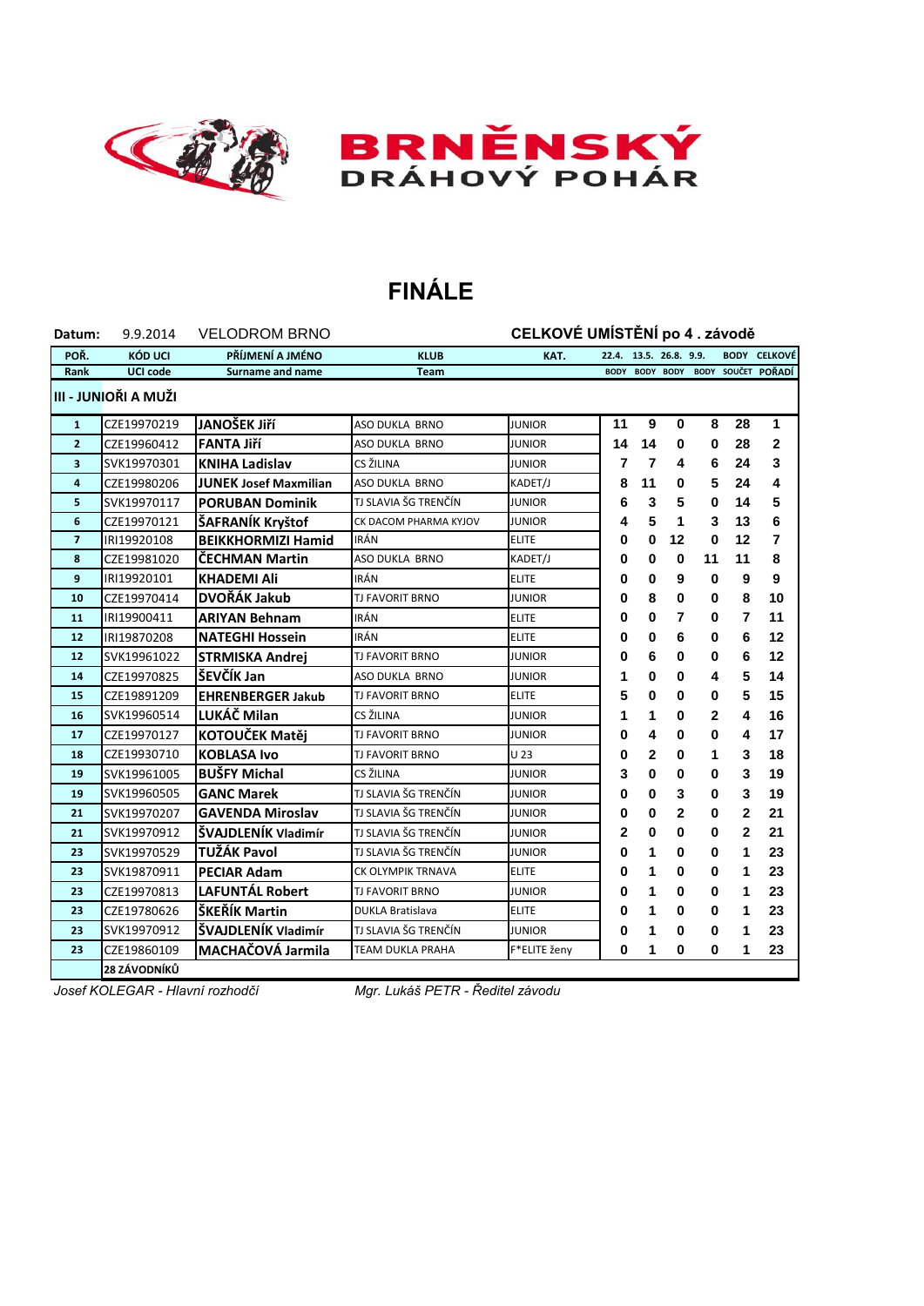# BRNĚNSKÝ DRÁHOVÝ POHÁR

## FINÁLE

**Datum:** 9.9.2014 VELODROM BRNO **CELKOVÉ UMÍSTĚNÍ po 4 . závodě**

| POŘ. Rank | KÓD UCI UCI code | PŘÍJMENÍ A JMÉNO Surname and name | KLUB Team | KAT. | 22.4. BODY | 13.5. BODY | 26.8. BODY | 9.9. BODY | BODY SOUČET | CELKOVÉ POŘADÍ |
|---|---|---|---|---|---|---|---|---|---|---|
| **III - JUNIOŘI A MUŽI** | | | | | | | | | | |
| 1 | CZE19970219 | **JANOŠEK Jiří** | ASO DUKLA BRNO | JUNIOR | 11 | 9 | 0 | 8 | 28 | 1 |
| 2 | CZE19960412 | **FANTA Jiří** | ASO DUKLA BRNO | JUNIOR | 14 | 14 | 0 | 0 | 28 | 2 |
| 3 | SVK19970301 | **KNIHA Ladislav** | CS ŽILINA | JUNIOR | 7 | 7 | 4 | 6 | 24 | 3 |
| 4 | CZE19980206 | **JUNEK Josef Maxmilian** | ASO DUKLA BRNO | KADET/J | 8 | 11 | 0 | 5 | 24 | 4 |
| 5 | SVK19970117 | **PORUBAN Dominik** | TJ SLAVIA ŠG TRENČÍN | JUNIOR | 6 | 3 | 5 | 0 | 14 | 5 |
| 6 | CZE19970121 | **ŠAFRANÍK Kryštof** | CK DACOM PHARMA KYJOV | JUNIOR | 4 | 5 | 1 | 3 | 13 | 6 |
| 7 | IRI19920108 | **BEIKKHORMIZI Hamid** | IRÁN | ELITE | 0 | 0 | 12 | 0 | 12 | 7 |
| 8 | CZE19981020 | **ČECHMAN Martin** | ASO DUKLA BRNO | KADET/J | 0 | 0 | 0 | 11 | 11 | 8 |
| 9 | IRI19920101 | **KHADEMI Ali** | IRÁN | ELITE | 0 | 0 | 9 | 0 | 9 | 9 |
| 10 | CZE19970414 | **DVOŘÁK Jakub** | TJ FAVORIT BRNO | JUNIOR | 0 | 8 | 0 | 0 | 8 | 10 |
| 11 | IRI19900411 | **ARIYAN Behnam** | IRÁN | ELITE | 0 | 0 | 7 | 0 | 7 | 11 |
| 12 | IRI19870208 | **NATEGHI Hossein** | IRÁN | ELITE | 0 | 0 | 6 | 0 | 6 | 12 |
| 12 | SVK19961022 | **STRMISKA Andrej** | TJ FAVORIT BRNO | JUNIOR | 0 | 6 | 0 | 0 | 6 | 12 |
| 14 | CZE19970825 | **ŠEVČÍK Jan** | ASO DUKLA BRNO | JUNIOR | 1 | 0 | 0 | 4 | 5 | 14 |
| 15 | CZE19891209 | **EHRENBERGER Jakub** | TJ FAVORIT BRNO | ELITE | 5 | 0 | 0 | 0 | 5 | 15 |
| 16 | SVK19960514 | **LUKÁČ Milan** | CS ŽILINA | JUNIOR | 1 | 1 | 0 | 2 | 4 | 16 |
| 17 | CZE19970127 | **KOTOUČEK Matěj** | TJ FAVORIT BRNO | JUNIOR | 0 | 4 | 0 | 0 | 4 | 17 |
| 18 | CZE19930710 | **KOBLASA Ivo** | TJ FAVORIT BRNO | U 23 | 0 | 2 | 0 | 1 | 3 | 18 |
| 19 | SVK19961005 | **BUŠFY Michal** | CS ŽILINA | JUNIOR | 3 | 0 | 0 | 0 | 3 | 19 |
| 19 | SVK19960505 | **GANC Marek** | TJ SLAVIA ŠG TRENČÍN | JUNIOR | 0 | 0 | 3 | 0 | 3 | 19 |
| 21 | SVK19970207 | **GAVENDA Miroslav** | TJ SLAVIA ŠG TRENČÍN | JUNIOR | 0 | 0 | 2 | 0 | 2 | 21 |
| 21 | SVK19970912 | **ŠVAJDLENÍK Vladimír** | TJ SLAVIA ŠG TRENČÍN | JUNIOR | 2 | 0 | 0 | 0 | 2 | 21 |
| 23 | SVK19970529 | **TUŽÁK Pavol** | TJ SLAVIA ŠG TRENČÍN | JUNIOR | 0 | 1 | 0 | 0 | 1 | 23 |
| 23 | SVK19870911 | **PECIAR Adam** | CK OLYMPIK TRNAVA | ELITE | 0 | 1 | 0 | 0 | 1 | 23 |
| 23 | CZE19970813 | **LAFUNTÁL Robert** | TJ FAVORIT BRNO | JUNIOR | 0 | 1 | 0 | 0 | 1 | 23 |
| 23 | CZE19780626 | **ŠKEŘÍK Martin** | DUKLA Bratislava | ELITE | 0 | 1 | 0 | 0 | 1 | 23 |
| 23 | SVK19970912 | **ŠVAJDLENÍK Vladimír** | TJ SLAVIA ŠG TRENČÍN | JUNIOR | 0 | 1 | 0 | 0 | 1 | 23 |
| 23 | CZE19860109 | **MACHAČOVÁ Jarmila** | TEAM DUKLA PRAHA | F*ELITE ženy | 0 | 1 | 0 | 0 | 1 | 23 |
| | **28 ZÁVODNÍKŮ** | | | | | | | | | |

*Josef KOLEGAR - Hlavní rozhodčí* *Mgr. Lukáš PETR - Ředitel závodu*